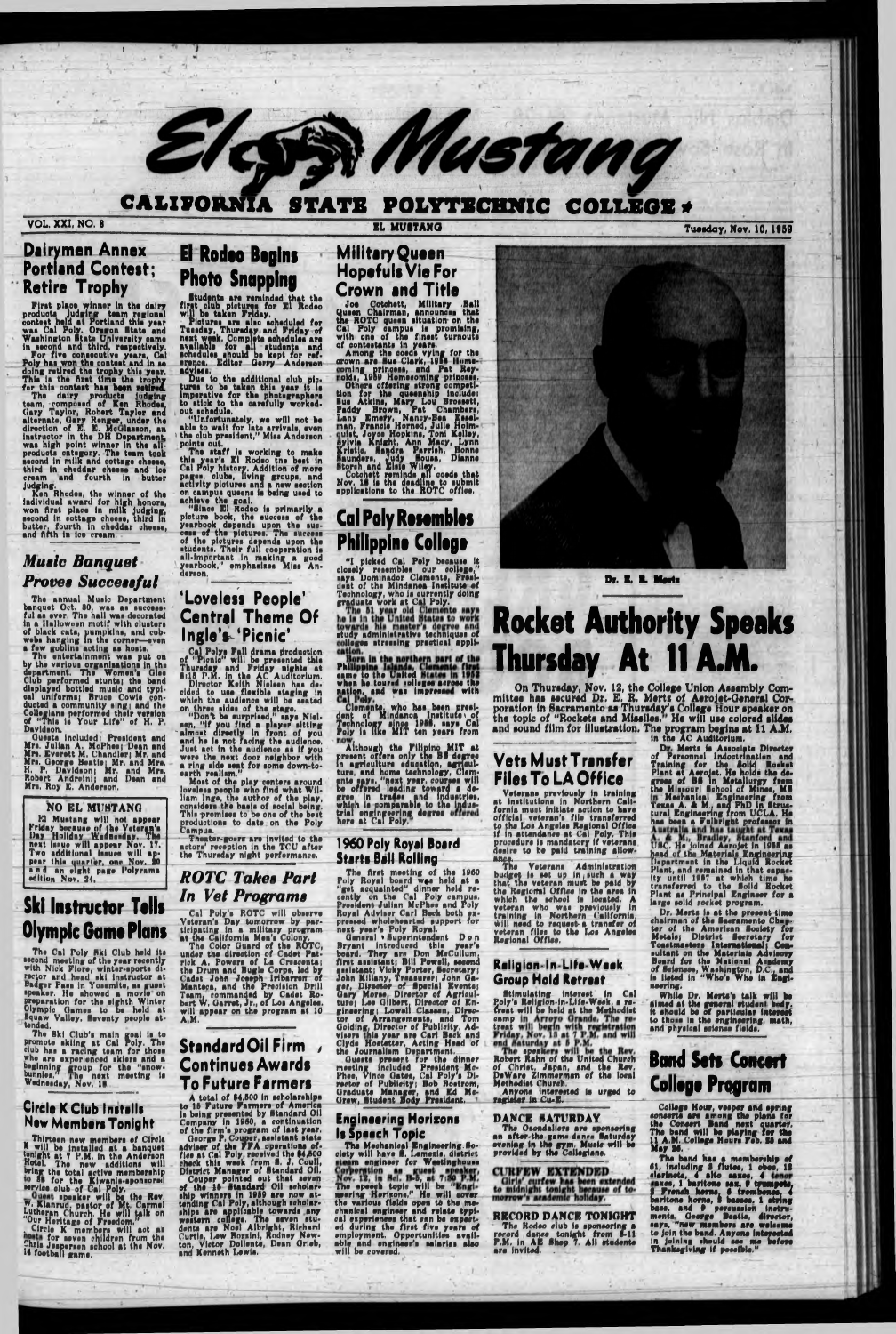# El Mustang

## CALIFORNIA STATE POLYTECHNIC COLLEGE

VOL. XXI, NO. 8 — EL MUSTANG — Tuesday, Nov. 10, 1959

## Dairymen Annex Portland Contest; Retire Trophy

First place winner in the dairy products judging team regional contest held at Portland this year was Cal Poly. Oregon State and Washington State University came in second and third, respectively.

For five consecutive years, Cal Poly has won the contest and in so doing retired the trophy this year. This is the first time the trophy for this contest has been retired.

The dairy products judging team, composed of Ken Rhodes, Gary Taylor, Robert Taylor and alternate, Gary Ranger, under the direction of E. E. McGlasson, an instructor in the DH Department, was high point winner in the all-products category. The team took second in milk and cottage cheese, third in cheddar cheese and ice cream and fourth in butter judging.

Ken Rhodes, the winner of the individual award for high honors, won first place in milk judging, second in cottage cheese, third in butter, fourth in cheddar cheese, and fifth in ice cream.

## *Music Banquet Proves Successful*

The annual Music Department banquet Oct. 30, was as successful as ever. The hall was decorated in a Halloween motif with clusters of black cats, pumpkins, and cobwebs hanging in the corner—even a few goblins acting as hosts.

The entertainment was put on by the various organizations in the department. The Women's Glee Club performed stunts; the band displayed bottled music and typical uniforms; Bruce Cowie conducted a community sing; and the Collegians performed their version of "This Is Your Life" of H. P. Davidson.

Guests included: President and Mrs. Julian A. McPhee; Dean and Mrs. Everett M. Chandler; Mr. and Mrs. George Beatie; Mr. and Mrs. H. P. Davidson; Mr. and Mrs. Robert Andreini; and Dean and Mrs. Roy E. Anderson.

**NO EL MUSTANG**

El Mustang will not appear Friday because of the Veteran's Day Holiday Wednesday. The next issue will appear Nov. 17. Two additional issues will appear this quarter, one Nov. 20 and an eight page Polyrama edition Nov. 24.

## Ski Instructor Tells Olympic Game Plans

The Cal Poly Ski Club held its second meeting of the year recently with Nick Fiore, winter-sports director and head ski instructor at Badger Pass in Yosemite, as guest speaker. He showed a movie on preparation for the eighth Winter Olympic Games to be held at Squaw Valley. Seventy people attended.

The Ski Club's main goal is to promote skiing at Cal Poly. The club has a racing team for those who are experienced skiers and a beginning group for the "snow-bunnies." The next meeting is Wednesday, Nov. 18.

## Circle K Club Installs New Members Tonight

Thirteen new members of Circle K will be installed at a banquet tonight at 7 P.M. in the Anderson Hotel. The new additions will bring the total active membership to 28 for the Kiwanis-sponsored service club of Cal Poly.

Guest speaker will be the Rev. W. Janzow, pastor of Mt. Carmel Lutheran Church. He will talk on "Our Heritage of Freedom."

Circle K members will act as hosts for seven children from the Chris Jespersen school at the Nov. 14 football game.

## El Rodeo Begins Photo Snapping

Students are reminded that the first club pictures for El Rodeo will be taken Friday.

Pictures are also scheduled for Tuesday, Thursday and Friday of next week. Complete schedules are available for all students and schedules should be kept for reference, Editor Gerry Anderson advises.

Due to the additional club pictures to be taken this year it is imperative for the photographers to stick to the carefully worked-out schedule.

"Unfortunately, we will not be able to wait for late arrivals, even the club president," Miss Anderson points out.

The staff is working to make this year's El Rodeo the best in Cal Poly history. Addition of more pages, clubs, living groups, and activity pictures and a new section on campus queens is being used to achieve the goal.

"Since El Rodeo is primarily a picture book, the success of the yearbook depends upon the success of the pictures. The success of the pictures depends upon the students. Their full cooperation is all-important in making a good yearbook," emphasizes Miss Anderson.

## 'Loveless People' Central Theme Of Ingle's 'Picnic'

Cal Polys Fall drama production of "Picnic" will be presented this Thursday and Friday nights at 8:15 P.M. in the AC Auditorium.

Director Keith Nielsen has decided to use flexible staging in which the audience will be seated on three sides of the stage.

"Don't be surprised," says Nielsen, "if you find a player sitting almost directly in front of you and he is not facing the audience. Just act in the audience as if you were the next door neighbor with a ring side seat for some down-to-earth realism."

Most of the play centers around loveless people who find what William Inge, the author of the play, considers the basis of social being. This promises to be one of the best productions to date on the Poly Campus.

Theater-goers are invited to the actors' reception in the TCU after the Thursday night performance.

## *ROTC Takes Part In Vet Programs*

Cal Poly's ROTC will observe Veteran's Day tomorrow by participating in a military program at the California Men's Colony.

The Color Guard of the ROTC, under the direction of Cadet Patrick A. Powers of La Crescenta; the Drum and Bugle Corps, led by Cadet John Joseph Iribarren of Manteca, and the Precision Drill Team, commanded by Cadet Robert W. Garret, Jr., of Los Angeles, will appear on the program at 10 A.M.

## Standard Oil Firm Continues Awards To Future Farmers

A total of $4,800 in scholarships to 16 Future Farmers of America is being presented by Standard Oil Company in 1960, a continuation of the firm's program of last year.

George P. Couper, assistant state adviser of the FFA operations office at Cal Poly, received the $4,800 check this week from S. J. Coull, District Manager of Standard Oil.

Couper pointed out that seven of the 16 Standard Oil scholarship winners in 1959 are now attending Cal Poly, although scholarships are applicable towards any western college. The seven students are Noel Albright, Richard Curtis, Lew Borzini, Rodney Newton, Victor Dollente, Dean Grieb, and Kenneth Lewis.

## Military Queen Hopefuls Vie For Crown and Title

Joe Cotchett, Military Ball Queen Chairman, announces that the ROTC queen situation on the Cal Poly campus is promising, with one of the finest turnouts of contestants in years.

Among the coeds vying for the crown are Sue Clark, 1958 Homecoming princess, and Pat Reynolds, 1959 Homecoming princess.

Others offering strong competition for the queenship include: Sue Atkins, Mary Lou Brossett, Paddy Brown, Pat Chambers, Lany Emery, Nancy-Bea Esselman, Francis Horned, Julie Holmquist, Joyce Hopkins, Toni Kelley, Sylvia Knight, Ann Macy, Lynn Kristie, Sandra Parrish, Bonne Saunders, Judy Souza, Dianne Storch and Elsie Wiley.

Cotchett reminds all coeds that Nov. 18 is the deadline to submit applications to the ROTC office.

## Cal Poly Resembles Philippine College

"I picked Cal Poly because it closely resembles our college," says Dominador Clemente, President of the Mindanao Institute of Technology, who is currently doing graduate work at Cal Poly.

The 51 year old Clemente says he is in the United States to work towards his master's degree and study administrative techniques of colleges stressing practical application.

Born in the northern part of the Philippine Islands, Clemente first came to the United States in 1952 when he toured colleges across the nation, and was impressed with Cal Poly.

Clemente, who has been president of Mindanao Institute of Technology since 1958, says Cal Poly is like MIT ten years from now.

Although the Filipino MIT at present offers only the BS degree in agriculture education, agriculture, and home technology, Clemente says, "next year, courses will be offered leading toward a degree in trades and industries, which is comparable to the industrial engineering degree offered here at Cal Poly."

## 1960 Poly Royal Board Starts Ball Rolling

The first meeting of the 1960 Poly Royal board was held at a "get acquainted" dinner held recently on the Cal Poly campus. President Julian McPhee and Poly Royal Adviser Carl Beck both expressed wholehearted support for next year's Poly Royal.

General Superintendent Don Bryant introduced this year's board. They are Don McCullum, first assistant; Bill Powell, second assistant; Vicky Porter, Secretary; John Killany, Treasurer; John Gaeger, Director of Special Events; Gary Morse, Director of Agriculture; Lee Gilbert, Director of Engineering; Lowell Classen, Director of Arrangements, and Tom Golding, Director of Publicity. Advisers this year are Carl Beck and Clyde Hostetter, Acting Head of the Journalism Department.

Guests present for the dinner meeting included President McPhee, Vince Gates, Cal Poly's Director of Publicity; Bob Bostrom, Graduate Manager, and Ed McGrew, Student Body President.

## Engineering Horizons Is Speech Topic

The Mechanical Engineering Society will have S. Lemesis, district steam engineer for Westinghouse Corporation, as guest speaker Nov. 12, in Sci. E-27 at 7:30 P.M. The speech topic will be "Engineering Horizons." He will cover the various fields open to the mechanical engineer and relate typical experiences that can be expected during the first five years of employment. Opportunities available and engineer's salaries also will be covered.

Dr. E. R. Mertz

# Rocket Authority Speaks Thursday At 11 A.M.

On Thursday, Nov. 12, the College Union Assembly Committee has secured Dr. E. R. Mertz of Aerojet-General Corporation in Sacramento as Thursday's College Hour speaker on the topic of "Rockets and Missiles." He will use colored slides and sound film for illustration. The program begins at 11 A.M. in the AC Auditorium.

Dr. Mertz is Associate Director of Personnel Indoctrination and Training for the Solid Rocket Plant at Aerojet. He holds the degrees of BS in Metallurgy from the Missouri School of Mines, MS in Mechanical Engineering from Texas A. & M., and PhD in Structural Engineering from UCLA. He has been a Fulbright professor in Australia and has taught at Texas A. & M., Bradley, Stanford and USC. He joined Aerojet in 1952 as head of the Materials Engineering Department in the Liquid Rocket Plant, and remained in that capacity until 1957 at which time he transferred to the Solid Rocket Plant as Principal Engineer for a large solid rocket program.

Dr. Mertz is at the present time chairman of the Sacramento Chapter of the American Society for Metals; District Secretary for Toastmasters International; Consultant on the Materials Advisory Board for the National Academy of Science, Washington, D.C., and is listed in "Who's Who in Engineering."

While Dr. Mertz's talk will be aimed at the general student body, it should be of particular interest to those in the engineering, math, and physical science fields.

## Vets Must Transfer Files To LA Office

Veterans previously in training at institutions in Northern California must initiate action to have official veteran's file transferred to the Los Angeles Regional Office if in attendance at Cal Poly. This procedure is mandatory if veterans desire to be paid training allowance.

The Veterans Administration budget is set up in such a way that the veteran must be paid by the Regional Office in the area in which the school is located. A veteran who was previously in training in Northern California, will need to request a transfer of veteran files to the Los Angeles Regional Office.

## Religion-In-Life-Week Group Hold Retreat

Stimulating interest in Cal Poly's Religion-in-Life-Week, a retreat will be held at the Methodist camp in Arroyo Grande. The retreat will begin with registration Friday, Nov. 13 at 7 P.M. and will end Saturday at 5 P.M.

The speakers will be the Rev. Robert Rahn of the United Church of Christ, Japan, and the Rev. DeWare Zimmerman of the local Methodist Church.

Anyone interested is urged to register in Cu-E.

**DANCE SATURDAY**

The Oseodeliers are sponsoring an after-the-game-dance Saturday evening in the gym. Music will be provided by the Collegians.

**CURFEW EXTENDED**

Girls' curfew has been extended to midnight tonight because of tomorrow's academic holiday.

**RECORD DANCE TONIGHT**

The Rodeo club is sponsoring a record dance tonight from 8-11 P.M. in AE Shop 7. All students are invited.

## Band Sets Concert College Program

College Hour, vesper and spring concerts are among the plans for the Concert Band next quarter. The band will be playing for the 11 A.M. College Hours Feb. 25 and May 26.

The band has a membership of 61, including 8 flutes, 1 oboe, 12 clarinets, 4 alto saxes, 4 tenor saxes, 1 baritone sax, 9 trumpets, 2 French horns, 6 trombones, 4 baritone horns, 3 basses, 1 string bass, and 9 percussion instruments. George Beatie, director, says, "new members are welcome to join the band. Anyone interested in joining should see me before Thanksgiving if possible."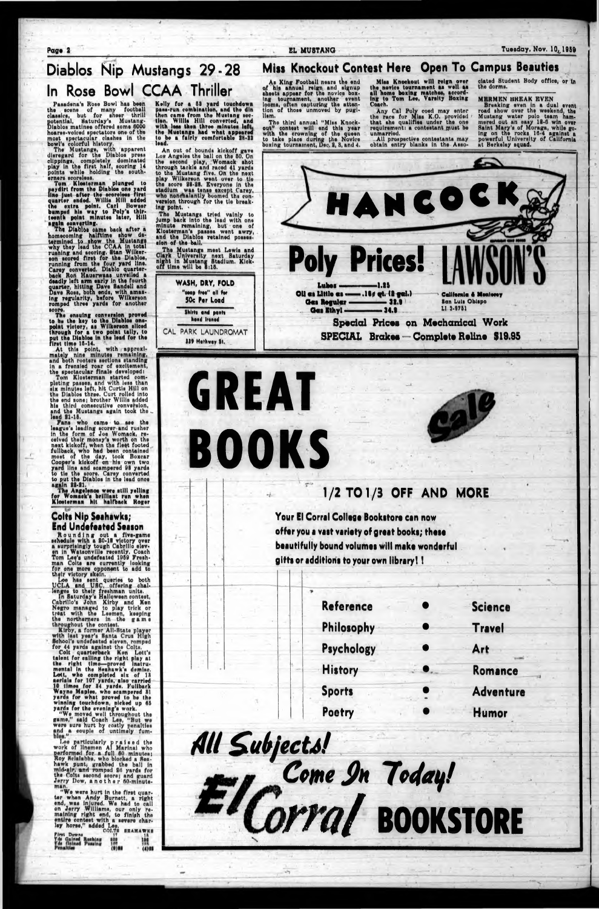# Diablos Nip Mustangs 29-28 In Rose Bowl CCAA Thriller

Pasadena's Rose Bowl has been the scene of many football classics, but for sheer thrill potential, Saturday's Mustang-Diablos matinee offered some 6000 hoarse-voiced spectators one of the most spectacular clashes in the bowl's colorful history.

The Mustangs, with apparent disregard for the Diablos press clippings, completely dominated play in the first half, scoring 14 points while holding the southerners scoreless.

Tom Klosterman plunged to paydirt from the Diablos one yard line just after the scoreless first quarter ended. Willis Hill added the extra point. Carl Bowser bumped his way to Poly's thirteenth point minutes later, Hill again converting.

The Diablos came back after a homecoming halftime show determined to show the Mustangs why they lead the CCAA in total rushing and scoring. Stan Wilkerson scored first for the Diablos, running from the four yard line. Carey converted. Diablo quarterback Ron Hauerwaas unveiled a deadly left arm early in the fourth quarter, hitting Dave Sandell and Dave Ross, both ends, with amazing regularity, before Wilkerson romped three yards for another score.

The ensuing conversion proved to be the key to the Diablos one-point victory, as Wilkerson sliced through for a two point tally, to put the Diablos in the lead for the first time 15-14.

At this point, with approximately nine minutes remaining, and both rooters sections standing in a frenzied roar of excitement, the spectacular finale developed:

Tom Klosterman started completing passes, and with less than six minutes left, hit Curtis Hill on the Diablos three. Curt rolled into the end zone; brother Willis added his third consecutive conversion, and the Mustangs again took the lead 21-15.

Fans who came to see the league's leading scorer and rusher in the form of Joe Womack, received their money's worth on the next kickoff, when the fleet footed fullback, who had been contained most of the day, took Boxcar Cooper's kickoff on his own two yard line and scampered 98 yards to tie the score. Carey converted to put the Diablos in the lead once again 22-21.

The Angelenos were still yelling for Womack's brilliant run when Klosterman hit halfback Roger Kelly for a 53 yard touchdown pass-run combination, and the din then came from the Mustang section. Willis Hill converted, and with less than three minutes left, the Mustangs had what appeared to be a fairly comfortable 28-22 lead.

An out of bounds kickoff gave Los Angeles the ball on the 50. On the second play, Womack shot through tackle and raced 41 yards to the Mustang five. On the next play Wilkerson went over to tie the score 28-28. Everyone in the stadium was tense except Carey, who nonchalantly boomed the conversion through for the tie breaking point.

The Mustangs tried vainly to jump back into the lead with one minute remaining, but one of Klosterman's passes went awry, and the Diablos retained possession of the ball.

The Mustangs meet Lewis and Clark University next Saturday night in Mustang Stadium. Kick-off time will be 8:15.

## Colts Nip Seahawks; End Undefeated Season

Rounding out a five-game schedule with a 20-18 victory over a surprisingly tough Cabrillo eleven in Watsonville recently, Coach Tom Lee's undefeated 1959 Freshman Colts are currently looking for one more opponent to add to their victory skein.

Lee has sent queries to both UCLA and USC, offering challenges to their freshman units.

In Saturday's Halloween contest, Cabrillo's John Kirby and Ken Negro managed to play trick or treat with the Leemen, keeping the northerners in the game throughout the contest.

Kirby, a former All-State player with last year's Santa Cruz High School's undefeated eleven, romped for 44 yards against the Colts.

Colt quarterback Ken Lott's talent for calling the right play at the right time—proved instrumental in the Seahawk's demise. Lott, who completed six of 13 aerials for 107 yards, also carried 10 times for 84 yards. Fullback Wayne Maples, who scampered 31 yards for what proved to be the winning touchdown, picked up 65 yards for the evening's work.

"We moved well throughout the game," said Coach Lee, "But we were sure hurt by costly penalties and a couple of untimely fumbles."

Lee particularly praised the work of linemen Al Marinai who performed for a full 60 minutes; Roy Sciaiabba, who blocked a Seahawk punt, grabbed the ball in mid-air, and romped 56 yards for the Colts second score; and guard Jerry Dow, another 60-minute-man.

"We were hurt in the first quarter when Andy Burnett, a right end, was injured. We had to call on Jerry Williams, our only remaining right end, to finish the entire contest with a severe charley horse," added Lee.

| | COLTS | SEAHAWKS |
|---|---|---|
| First Downs | 17 | 16 |
| Yds Gained Rushing | 228 | 186 |
| Yds Gained Passing | 107 | 125 |
| Penalties | (9)88 | (4)28 |

# Miss Knockout Contest Here Open To Campus Beauties

As King Football nears the end of his annual reign and signup sheets appear for the novice boxing tournament, another event looms, often capturing the attention of those unmoved by pugilism.

The third annual "Miss Knockout" contest will end this year with the crowning of the queen to take place during the Novice boxing tournament, Dec. 2, 3, and 4.

Miss Knockout will reign over the novice tournament as well as all home boxing matches, according to Tom Lee, Varsity Boxing Coach.

Any Cal Poly coed may enter the race for Miss K.O. provided that she qualifies under the one requirement: a contestant must be unmarried.

All prospective contestants may obtain entry blanks in the Associated Student Body office, or in the dorms.

## MERMEN BREAK EVEN

Breaking even in a dual event road show over the weekend, the Mustang water polo team hammered out an easy 18-6 win over Saint Mary's of Moraga, while going on the rocks 10-4 against a powerful University of California at Berkeley squad.

WASH, DRY, FOLD
"soap free" all for
50c Per Load
Shirts and pants hand ironed
CAL PARK LAUNDROMAT
339 Hathway St.

HANCOCK
Poly Prices!
Lubes — 1.25
Oil as Little as — .16¢ qt. (2 gal.)
Gas Regular — 32.9
Gas Ethyl — 34.9
LAWSON'S
California & Monterey
San Luis Obispo
LI 3-9751
Special Prices on Mechanical Work
SPECIAL Brakes — Complete Reline $19.95

GREAT BOOKS Sale
1/2 TO 1/3 OFF AND MORE
Your El Corral College Bookstore can now offer you a vast variety of great books; these beautifully bound volumes will make wonderful gifts or additions to your own library!!

Reference • Science
Philosophy • Travel
Psychology • Art
History • Romance
Sports • Adventure
Poetry • Humor

All Subjects!
Come In Today!
El Corral BOOKSTORE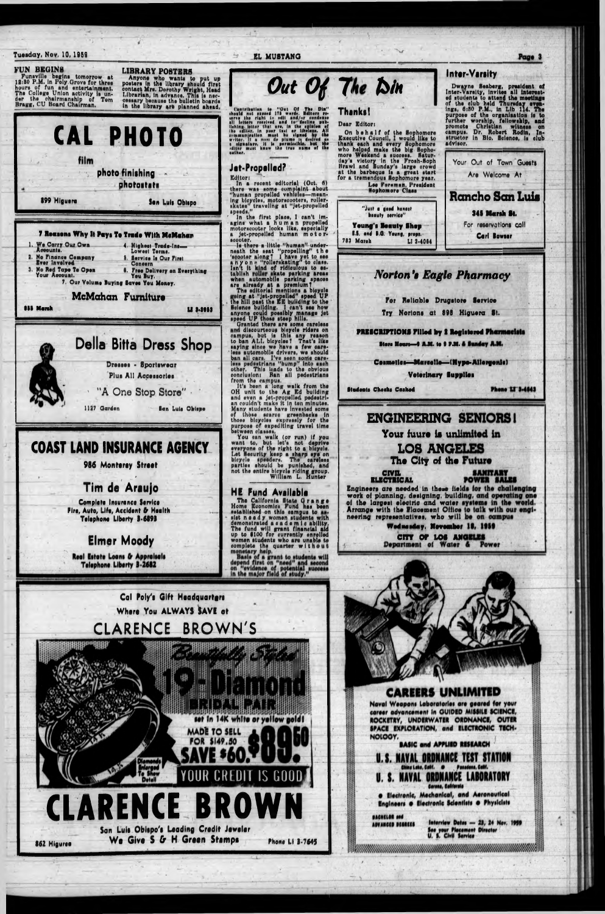## FUN BEGINS

Funsville begins tomorrow at 12:30 P.M. in Poly Grove for three hours of fun and entertainment. The College Union activity is under the chairmanship of Tom Bragg, CU Board Chairman.

## LIBRARY POSTERS

Anyone who wants to put up posters in the library should first contact Mrs. Dorothy Wright, Head Librarian, in advance. This is necessary because the bulletin boards in the library are planned ahead.

**CAL PHOTO**

film

photo finishing

photostats

899 Higuera — San Luis Obispo

**7 Reasons Why It Pays To Trade With McMahan**

1. We Carry Our Own Accounts.
2. No Finance Company Ever Involved.
3. No Red Tape To Open Your Account.
4. Highest Trade-Ins—Lowest Terms.
5. Service Is Our First Concern.
6. Free Delivery on Everything You Buy.
7. Our Volume Buying Saves You Money.

**McMahan Furniture**

858 Marsh — LI 3-3953

**Della Bitta Dress Shop**

Dresses - Sportswear

Plus All Accessories

"A One Stop Store"

1127 Garden — San Luis Obispo

**COAST LAND INSURANCE AGENCY**

986 Monterey Street

**Tim de Araujo**

Complete Insurance Service

Fire, Auto, Life, Accident & Health

Telephone Liberty 3-6893

**Elmer Moody**

Real Estate Loans & Appraisals

Telephone Liberty 3-2682

# Out Of The Din

Contribution to "Out Of The Din" should not exceed 175 words. Editors reserve the right to edit and/or condense all letters received and to decline publishing letter that are, in the opinion of the editor, in poor taste or libelous. All communication must be signed by the writer. If a nom de plume is desired as a signature, it is permissible, but the editor must know the true name of the author.

## Jet-Propelled?

Editor:

In a recent editorial (Oct. 6) there was some complaint about "human propelled vehicles—meaning bicycles, motorscooters, roller-skates" traveling at "jet-propelled speeds."

In the first place, I can't imagine what a human propelled motorscooter looks like, especially a jet-propelled human motorscooter.

Is there a little "human" underneath the seat "propelling" the 'scooter along? I have yet to see anyone "rollerskating" to class. Isn't it kind of ridiculous to establish roller skate parking areas when automobile parking spaces are already at a premium?

The editorial mentions a bicycle going at "jet-propelled" speed UP the hill past the EE building to the Science building. I can't see how anyone could possibly manage jet speed UP those steep hills.

Granted there are some careless and discourteous bicycle riders on campus, but is this any reason to ban ALL bicycles? That's like saying since we have a few careless automobile drivers, we should ban all cars. I've seen some careless pedestrians "bump" into each other. This leads to the obvious conclusion: Ban all pedestrians from the campus.

It's been a long walk from the OH unit to the Ag Ed building and even a jet-propelled pedestrian couldn't make it in ten minutes. Many students have invested some of those scarce greenbacks in those bicycles expressly for the purpose of expediting travel time between classes.

You can walk (or run) if you want to, but let's not deprive everyone of the right to a bicycle. Let Security keep a sharp eye on bicycle speeders. The careless parties should be punished, and not the entire bicycle riding group.

William L. Hunter

## HE Fund Available

The California State Grange Home Economics Fund has been established on this campus to assist needy women students who have demonstrated academic ability. The fund will grant financial aid up to $100 for currently enrolled women students who are unable to complete the quarter without monetary help.

Basis of a grant to students will depend first on "need" and second on "evidence of potential success in the major field of study."

## Thanks!

Dear Editor:

On behalf of the Sophomore Executive Council, I would like to thank each and every Sophomore who helped make the big Sophomore Weekend a success. Saturday's victory in the Frosh-Soph Brawl and Sunday's large crowd at the barbeque is a great start for a tremendous Sophomore year.

Lee Foreman, President
Sophomore Class

"Just a good honest beauty service"

**Young's Beauty Shop**

S.S. and B.G. Young, props.

783 Marsh — LI 3-4084

## Inter-Varsity

Dwayne Seaberg, president of Inter-Varsity, invites all interested students to attend the meetings of the club held Thursday evenings, 6:30 P.M., in Lib 114. The purpose of the organization is to further worship, fellowship, and promote Christian witness on campus. Dr. Robert Rodin, Instructor in Bio. Science, is club advisor.

Your Out of Town Guests Are Welcome At

**Rancho San Luis**

345 Marsh St.

For reservations call

Carl Bowser

**Norton's Eagle Pharmacy**

For Reliable Drugstore Service

Try Nortons at 898 Higuera St.

PRESCRIPTIONS Filled by 2 Registered Pharmacists

Store Hours—8 A.M. to 9 P.M. & Sunday A.M.

Cosmetics—Marcelle—(Hypo-Allergenic)

Veterinary Supplies

Students Checks Cashed — Phone LI 3-4843

**ENGINEERING SENIORS!**

Your fuure is unlimited in

**LOS ANGELES**

**The City of the Future**

CIVIL — SANITARY

ELECTRICAL — POWER SALES

Engineers are needed in these fields for the challenging work of planning, designing, building, and operating one of the largest electric and water systems in the world. Arrange with the Placement Office to talk with our engineering representatives, who will be on campus

**Wednesday, November 18, 1959**

CITY OF LOS ANGELES

Department of Water & Power

Cal Poly's Gift Headquarters

Where You ALWAYS SAVE at

**CLARENCE BROWN'S**

Beautifully Styled

**19-Diamond BRIDAL PAIR**

set in 14K white or yellow gold!

MADE TO SELL FOR $149.50

SAVE $60. **$89.50**

Diamonds Enlarged To Show Detail

YOUR CREDIT IS GOOD

**CLARENCE BROWN**

San Luis Obispo's Leading Credit Jeweler

We Give S & H Green Stamps

862 Higuera — Phone LI 3-7645

**CAREERS UNLIMITED**

Naval Weapons Laboratories are geared for your career advancement in GUIDED MISSILE SCIENCE, ROCKETRY, UNDERWATER ORDNANCE, OUTER SPACE EXPLORATION, and ELECTRONIC TECHNOLOGY.

BASIC and APPLIED RESEARCH

**U. S. NAVAL ORDNANCE TEST STATION**

China Lake, Calif. • Pasadena, Calif.

**U. S. NAVAL ORDNANCE LABORATORY**

Corona, California

• Electronic, Mechanical, and Aeronautical Engineers • Electronic Scientists • Physicists

BACHELOR and ADVANCED DEGREES

Interview Dates — 23, 24 Nov. 1959

See your Placement Director

U. S. Civil Service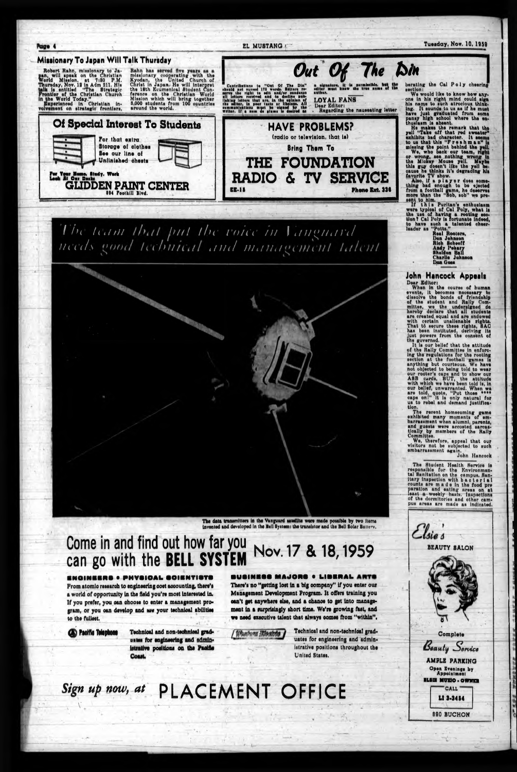## Missionary To Japan Will Talk Thursday

Robert Rahn, missionary to Japan, will speak on the Christian World Mission, at 7:30 P.M. Thursday, Nov. 12 in Adm 211. His talk is entitled "The Strategic Frontier of the Christian Church in the World Today."

Experienced in Christian involvement on strategic frontiers, Rahn has served five years as a missionary cooperating with the Kyodan, the United Church of Christ in Japan. He will interpret the 18th Ecumenical Student Conference on the Christian World Mission which will bring together 3,000 students from 100 countries around the world.

## Of Special Interest To Students

For that extra Storage of clothes See our line of Unfinished chests

For Your Home, Study, Work Look At Our Desks

**GLIDDEN PAINT CENTER**
894 Foothill Blvd.

# Out Of The Din

Contributions to "Out Of The Din" should not exceed 175 words. Editors reserve the right to edit and/or condense all letters received and to decline publishing letters that are, in the opinion of the editor, in poor taste or libelous. All communications must be signed by the writer. If a nom de plume is desired as a signature, it is permissible, but the editor must know the true name of the author.

### LOYAL FANS

Dear Editor:

Regarding the nauseating letter berating the Cal Poly cheering section:

We would like to know how anyone in his right mind could sign his name to such atrocious thinking. It sounds to us as if he must have just graduated from some pansy high school where the enthusiasm is absent.

He makes the remark that the yell "Take off that red sweater" exhibits bad character. It seems to us that this "Freshman" is missing the point behind the yell.

We, who back our team, right or wrong, see nothing wrong in the Mickey Mouse yell. Maybe this guy doesn't like the yell because he thinks it's degrading his favorite TV show.

Also, if a player does something bad enough to be ejected from a football game, he deserves more than the "Sob, sob" we present to him.

If this Puritan's enthusiasm were typical of Cal Poly, what is the use of having a rooting section? Cal Poly is fortunate indeed, to have such a talented cheerleader as "Potts."

Real Rooters,
Don Johnson
Rich Scheoff
Andy Pokary
Sheldon Ball
Charlie Johnson
Don Goss

## HAVE PROBLEMS?

(radio or television, that is)

Bring Them To

**THE FOUNDATION RADIO & TV SERVICE**

EE-11 Phone Ext. 336

### John Hancock Appeals

Dear Editor:

When in the course of human events, it becomes necessary to dissolve the bonds of friendship of the student and Rally Committee, we the undersigned do hereby declare that all students are created equal and are endowed with certain unalienable rights. That to secure these rights, SAC has been instituted, deriving its just powers from the consent of the governed.

It is our belief that the attitude of the Rally Committee in enforcing the regulations for the rooting section at the football games is anything but courteous. We have not objected to being told to wear our rooter's caps and to show our ASB cards, BUT, the attitude with which we have been told is, in our belief, unwarranted. When we are told, quote, "Put those \*\*\*\* caps on!" it is only natural for us to rebel and demand justification.

The recent homecoming game exhibited many moments of embarrassment when alumni, parents, and guests were accosted sarcastically by members of the Rally Committee.

We, therefore, appeal that our visitors not be subjected to such embarrassment again.

John Hancock

The Student Health Service is responsible for the Environmental Sanitation on the campus. Sanitary inspection with bacterial counts are made in the food preparation and eating areas on at least a weekly basis. Inspections of the dormitories and other campus areas are made as indicated.

*The team that put the voice in Vanguard needs good technical and management talent*

The data transmitters in the Vanguard satellite were made possible by two items invented and developed in the Bell System: the transistor and the Bell Solar Battery.

# Come in and find out how far you can go with the BELL SYSTEM Nov. 17 & 18, 1959

**ENGINEERS • PHYSICAL SCIENTISTS**

From atomic research to engineering cost accounting, there's a world of opportunity in the field you're most interested in. If you prefer, you can choose to enter a management program, or you can develop and use your technical abilities to the fullest.

Pacific Telephone — Technical and non-technical graduates for engineering and administrative positions on the Pacific Coast.

**BUSINESS MAJORS • LIBERAL ARTS**

There's no "getting lost in a big company" if you enter our Management Development Program. It offers training you can't get anywhere else, and a chance to get into management in a surprisingly short time. We're growing fast, and we need executive talent that always comes from "within".

Western Electric — Technical and non-technical graduates for engineering and administrative positions throughout the United States.

*Sign up now, at* **PLACEMENT OFFICE**

*Elsie's*
BEAUTY SALON

Complete
*Beauty Service*

AMPLE PARKING
Open Evenings by Appointment
ELSIE MUZIO - OWNER
CALL
LI 3-3454
890 BUCHON